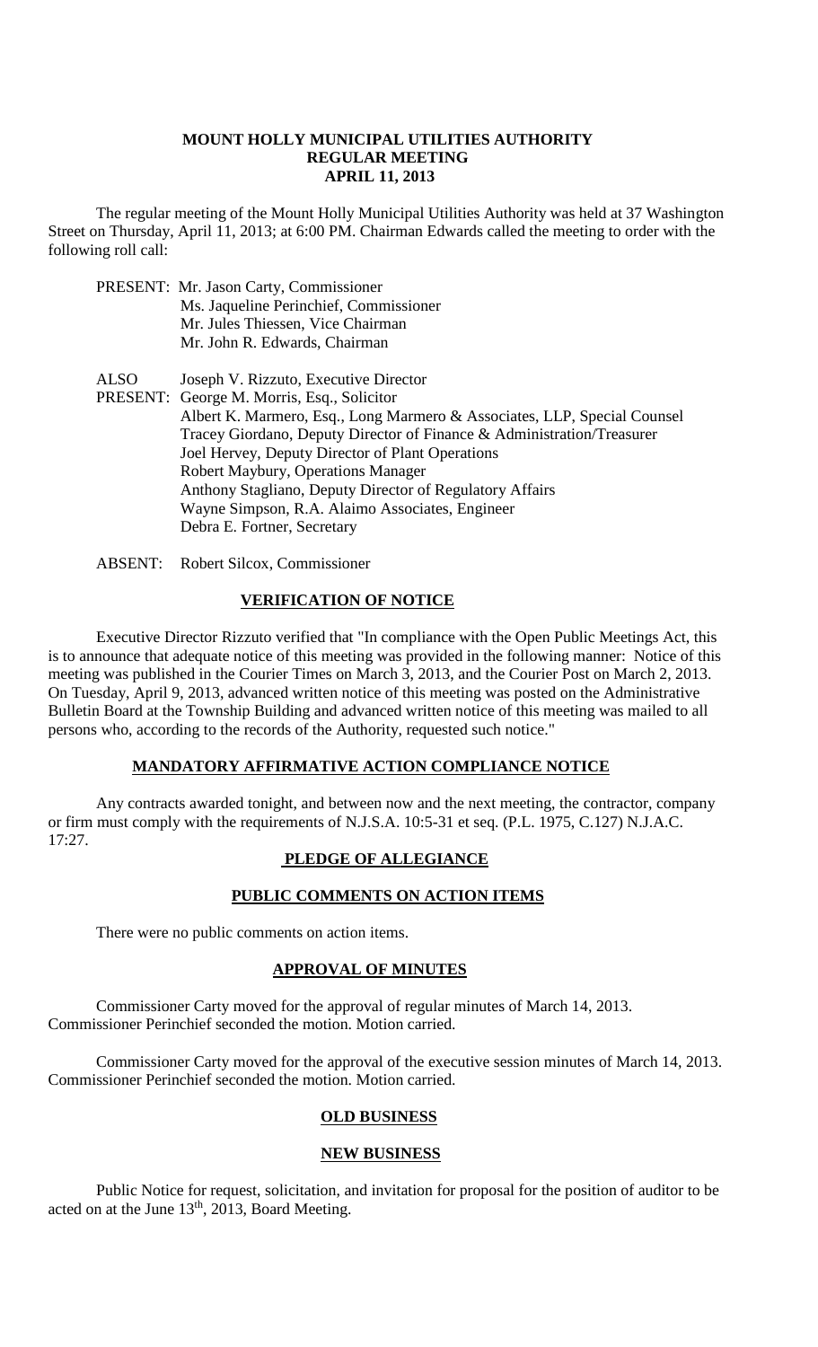**MOUNT HOLLY MUNICIPAL UTILITIES AUTHORITY**
**REGULAR MEETING**
**APRIL 11, 2013**

The regular meeting of the Mount Holly Municipal Utilities Authority was held at 37 Washington Street on Thursday, April 11, 2013; at 6:00 PM. Chairman Edwards called the meeting to order with the following roll call:

PRESENT: Mr. Jason Carty, Commissioner
Ms. Jaqueline Perinchief, Commissioner
Mr. Jules Thiessen, Vice Chairman
Mr. John R. Edwards, Chairman

ALSO PRESENT: Joseph V. Rizzuto, Executive Director
George M. Morris, Esq., Solicitor
Albert K. Marmero, Esq., Long Marmero & Associates, LLP, Special Counsel
Tracey Giordano, Deputy Director of Finance & Administration/Treasurer
Joel Hervey, Deputy Director of Plant Operations
Robert Maybury, Operations Manager
Anthony Stagliano, Deputy Director of Regulatory Affairs
Wayne Simpson, R.A. Alaimo Associates, Engineer
Debra E. Fortner, Secretary

ABSENT: Robert Silcox, Commissioner

**VERIFICATION OF NOTICE**

Executive Director Rizzuto verified that "In compliance with the Open Public Meetings Act, this is to announce that adequate notice of this meeting was provided in the following manner: Notice of this meeting was published in the Courier Times on March 3, 2013, and the Courier Post on March 2, 2013. On Tuesday, April 9, 2013, advanced written notice of this meeting was posted on the Administrative Bulletin Board at the Township Building and advanced written notice of this meeting was mailed to all persons who, according to the records of the Authority, requested such notice."

**MANDATORY AFFIRMATIVE ACTION COMPLIANCE NOTICE**

Any contracts awarded tonight, and between now and the next meeting, the contractor, company or firm must comply with the requirements of N.J.S.A. 10:5-31 et seq. (P.L. 1975, C.127) N.J.A.C. 17:27.

**PLEDGE OF ALLEGIANCE**

**PUBLIC COMMENTS ON ACTION ITEMS**

There were no public comments on action items.

**APPROVAL OF MINUTES**

Commissioner Carty moved for the approval of regular minutes of March 14, 2013. Commissioner Perinchief seconded the motion. Motion carried.

Commissioner Carty moved for the approval of the executive session minutes of March 14, 2013. Commissioner Perinchief seconded the motion. Motion carried.

**OLD BUSINESS**

**NEW BUSINESS**

Public Notice for request, solicitation, and invitation for proposal for the position of auditor to be acted on at the June 13th, 2013, Board Meeting.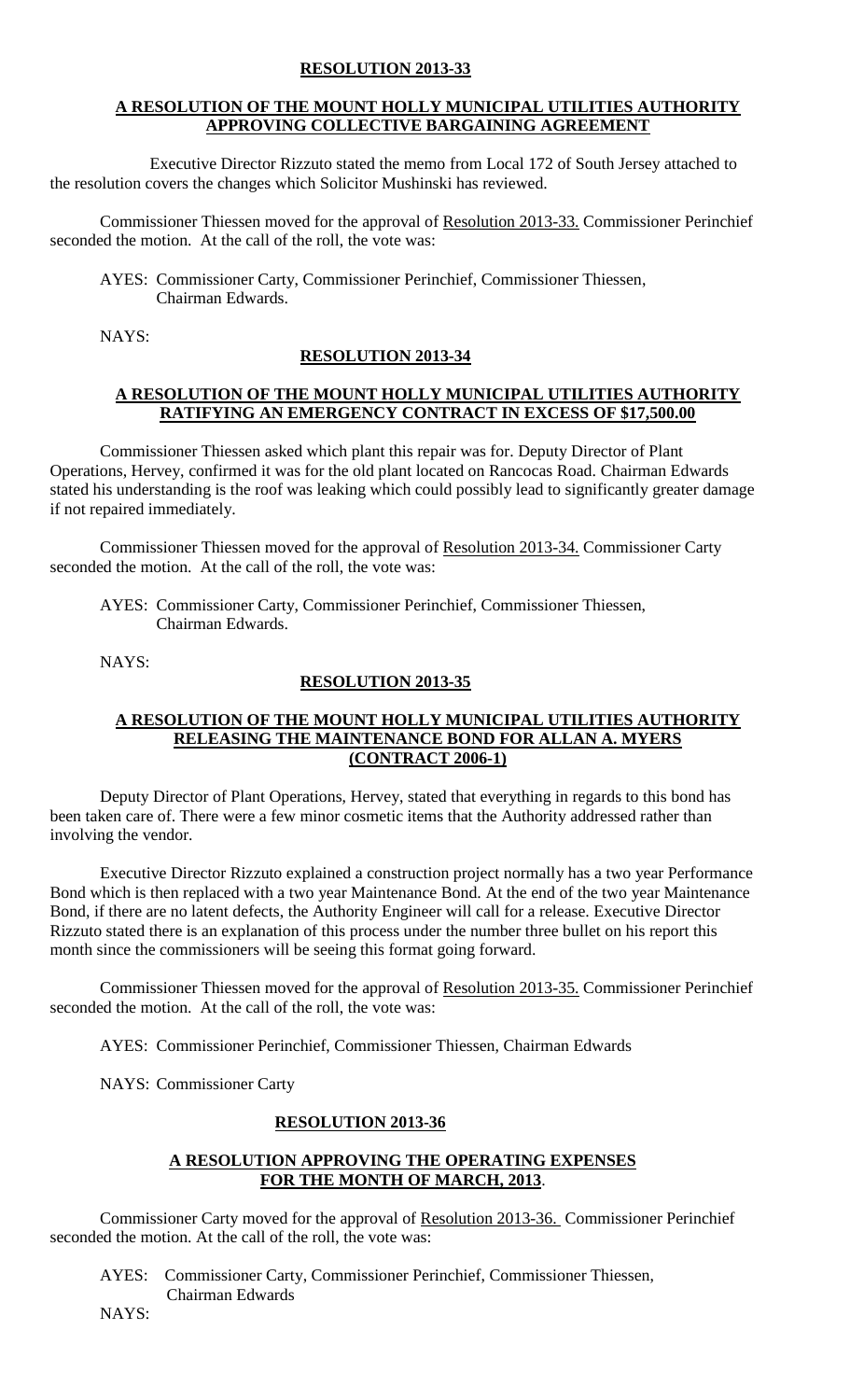**RESOLUTION 2013-33**

**A RESOLUTION OF THE MOUNT HOLLY MUNICIPAL UTILITIES AUTHORITY APPROVING COLLECTIVE BARGAINING AGREEMENT**

Executive Director Rizzuto stated the memo from Local 172 of South Jersey attached to the resolution covers the changes which Solicitor Mushinski has reviewed.

Commissioner Thiessen moved for the approval of Resolution 2013-33. Commissioner Perinchief seconded the motion. At the call of the roll, the vote was:

AYES: Commissioner Carty, Commissioner Perinchief, Commissioner Thiessen, Chairman Edwards.

NAYS:

**RESOLUTION 2013-34**

**A RESOLUTION OF THE MOUNT HOLLY MUNICIPAL UTILITIES AUTHORITY RATIFYING AN EMERGENCY CONTRACT IN EXCESS OF $17,500.00**

Commissioner Thiessen asked which plant this repair was for. Deputy Director of Plant Operations, Hervey, confirmed it was for the old plant located on Rancocas Road. Chairman Edwards stated his understanding is the roof was leaking which could possibly lead to significantly greater damage if not repaired immediately.

Commissioner Thiessen moved for the approval of Resolution 2013-34. Commissioner Carty seconded the motion. At the call of the roll, the vote was:

AYES: Commissioner Carty, Commissioner Perinchief, Commissioner Thiessen, Chairman Edwards.

NAYS:

**RESOLUTION 2013-35**

**A RESOLUTION OF THE MOUNT HOLLY MUNICIPAL UTILITIES AUTHORITY RELEASING THE MAINTENANCE BOND FOR ALLAN A. MYERS (CONTRACT 2006-1)**

Deputy Director of Plant Operations, Hervey, stated that everything in regards to this bond has been taken care of. There were a few minor cosmetic items that the Authority addressed rather than involving the vendor.

Executive Director Rizzuto explained a construction project normally has a two year Performance Bond which is then replaced with a two year Maintenance Bond. At the end of the two year Maintenance Bond, if there are no latent defects, the Authority Engineer will call for a release. Executive Director Rizzuto stated there is an explanation of this process under the number three bullet on his report this month since the commissioners will be seeing this format going forward.

Commissioner Thiessen moved for the approval of Resolution 2013-35. Commissioner Perinchief seconded the motion. At the call of the roll, the vote was:

AYES: Commissioner Perinchief, Commissioner Thiessen, Chairman Edwards

NAYS: Commissioner Carty

**RESOLUTION 2013-36**

**A RESOLUTION APPROVING THE OPERATING EXPENSES FOR THE MONTH OF MARCH, 2013**.

Commissioner Carty moved for the approval of Resolution 2013-36. Commissioner Perinchief seconded the motion. At the call of the roll, the vote was:

AYES: Commissioner Carty, Commissioner Perinchief, Commissioner Thiessen, Chairman Edwards

NAYS: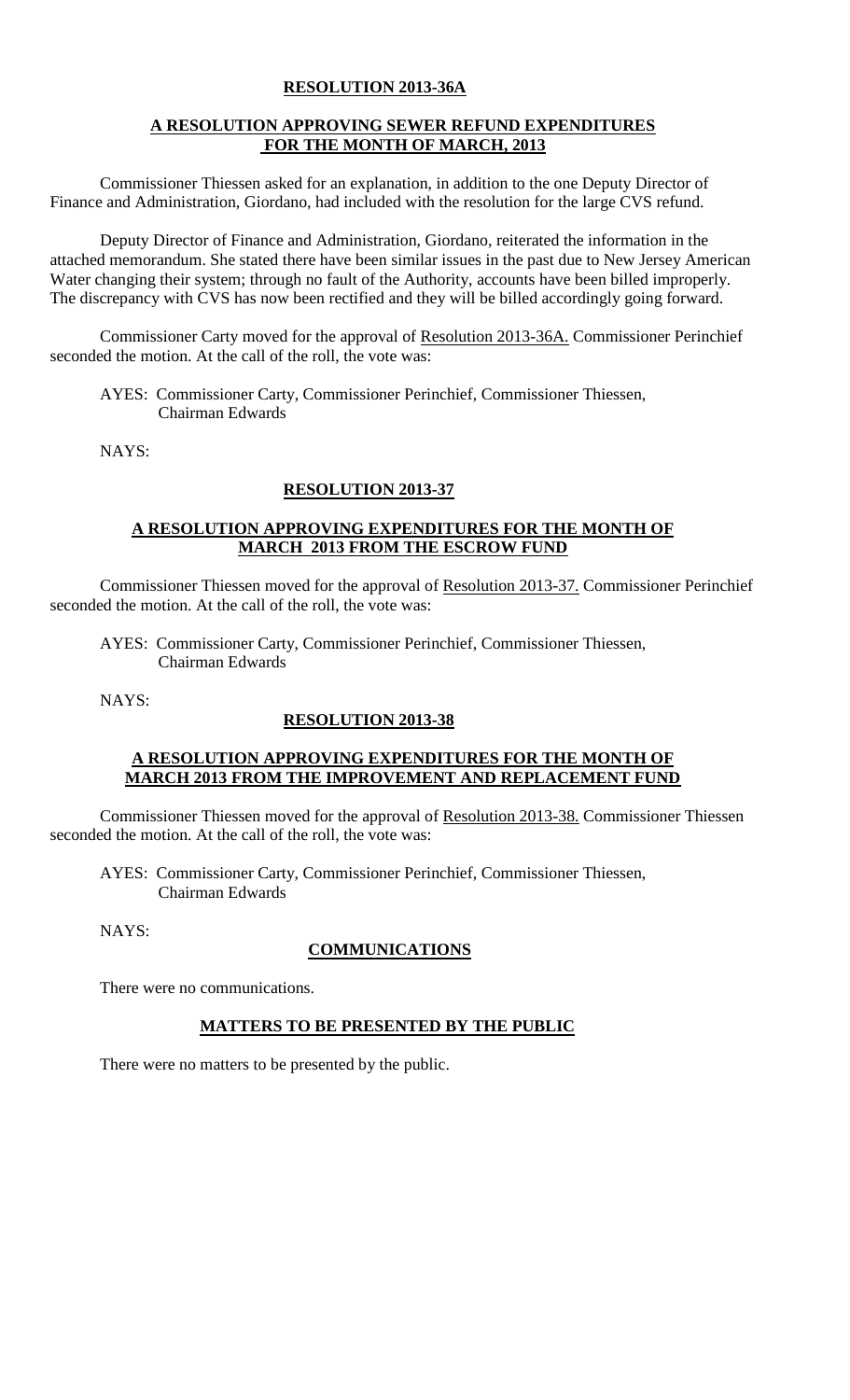**RESOLUTION 2013-36A**

**A RESOLUTION APPROVING SEWER REFUND EXPENDITURES FOR THE MONTH OF MARCH, 2013**

Commissioner Thiessen asked for an explanation, in addition to the one Deputy Director of Finance and Administration, Giordano, had included with the resolution for the large CVS refund.

Deputy Director of Finance and Administration, Giordano, reiterated the information in the attached memorandum. She stated there have been similar issues in the past due to New Jersey American Water changing their system; through no fault of the Authority, accounts have been billed improperly. The discrepancy with CVS has now been rectified and they will be billed accordingly going forward.

Commissioner Carty moved for the approval of Resolution 2013-36A. Commissioner Perinchief seconded the motion. At the call of the roll, the vote was:

AYES: Commissioner Carty, Commissioner Perinchief, Commissioner Thiessen, Chairman Edwards

NAYS:

**RESOLUTION 2013-37**

**A RESOLUTION APPROVING EXPENDITURES FOR THE MONTH OF MARCH 2013 FROM THE ESCROW FUND**

Commissioner Thiessen moved for the approval of Resolution 2013-37. Commissioner Perinchief seconded the motion. At the call of the roll, the vote was:

AYES: Commissioner Carty, Commissioner Perinchief, Commissioner Thiessen, Chairman Edwards

NAYS:

**RESOLUTION 2013-38**

**A RESOLUTION APPROVING EXPENDITURES FOR THE MONTH OF MARCH 2013 FROM THE IMPROVEMENT AND REPLACEMENT FUND**

Commissioner Thiessen moved for the approval of Resolution 2013-38. Commissioner Thiessen seconded the motion. At the call of the roll, the vote was:

AYES: Commissioner Carty, Commissioner Perinchief, Commissioner Thiessen, Chairman Edwards

NAYS:

**COMMUNICATIONS**

There were no communications.

**MATTERS TO BE PRESENTED BY THE PUBLIC**

There were no matters to be presented by the public.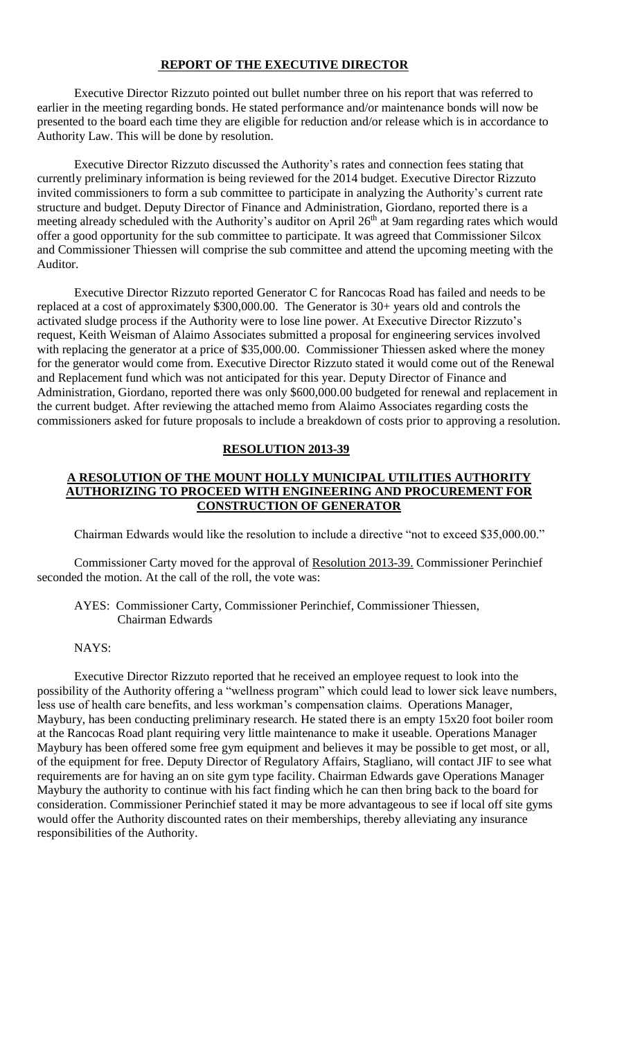## **REPORT OF THE EXECUTIVE DIRECTOR**

Executive Director Rizzuto pointed out bullet number three on his report that was referred to earlier in the meeting regarding bonds. He stated performance and/or maintenance bonds will now be presented to the board each time they are eligible for reduction and/or release which is in accordance to Authority Law. This will be done by resolution.

Executive Director Rizzuto discussed the Authority's rates and connection fees stating that currently preliminary information is being reviewed for the 2014 budget. Executive Director Rizzuto invited commissioners to form a sub committee to participate in analyzing the Authority's current rate structure and budget. Deputy Director of Finance and Administration, Giordano, reported there is a meeting already scheduled with the Authority's auditor on April 26th at 9am regarding rates which would offer a good opportunity for the sub committee to participate. It was agreed that Commissioner Silcox and Commissioner Thiessen will comprise the sub committee and attend the upcoming meeting with the Auditor.

Executive Director Rizzuto reported Generator C for Rancocas Road has failed and needs to be replaced at a cost of approximately $300,000.00. The Generator is 30+ years old and controls the activated sludge process if the Authority were to lose line power. At Executive Director Rizzuto's request, Keith Weisman of Alaimo Associates submitted a proposal for engineering services involved with replacing the generator at a price of $35,000.00. Commissioner Thiessen asked where the money for the generator would come from. Executive Director Rizzuto stated it would come out of the Renewal and Replacement fund which was not anticipated for this year. Deputy Director of Finance and Administration, Giordano, reported there was only $600,000.00 budgeted for renewal and replacement in the current budget. After reviewing the attached memo from Alaimo Associates regarding costs the commissioners asked for future proposals to include a breakdown of costs prior to approving a resolution.

## **RESOLUTION 2013-39**

### **A RESOLUTION OF THE MOUNT HOLLY MUNICIPAL UTILITIES AUTHORITY AUTHORIZING TO PROCEED WITH ENGINEERING AND PROCUREMENT FOR CONSTRUCTION OF GENERATOR**

Chairman Edwards would like the resolution to include a directive "not to exceed $35,000.00."

Commissioner Carty moved for the approval of Resolution 2013-39. Commissioner Perinchief seconded the motion. At the call of the roll, the vote was:

AYES: Commissioner Carty, Commissioner Perinchief, Commissioner Thiessen, Chairman Edwards

NAYS:

Executive Director Rizzuto reported that he received an employee request to look into the possibility of the Authority offering a "wellness program" which could lead to lower sick leave numbers, less use of health care benefits, and less workman's compensation claims. Operations Manager, Maybury, has been conducting preliminary research. He stated there is an empty 15x20 foot boiler room at the Rancocas Road plant requiring very little maintenance to make it useable. Operations Manager Maybury has been offered some free gym equipment and believes it may be possible to get most, or all, of the equipment for free. Deputy Director of Regulatory Affairs, Stagliano, will contact JIF to see what requirements are for having an on site gym type facility. Chairman Edwards gave Operations Manager Maybury the authority to continue with his fact finding which he can then bring back to the board for consideration. Commissioner Perinchief stated it may be more advantageous to see if local off site gyms would offer the Authority discounted rates on their memberships, thereby alleviating any insurance responsibilities of the Authority.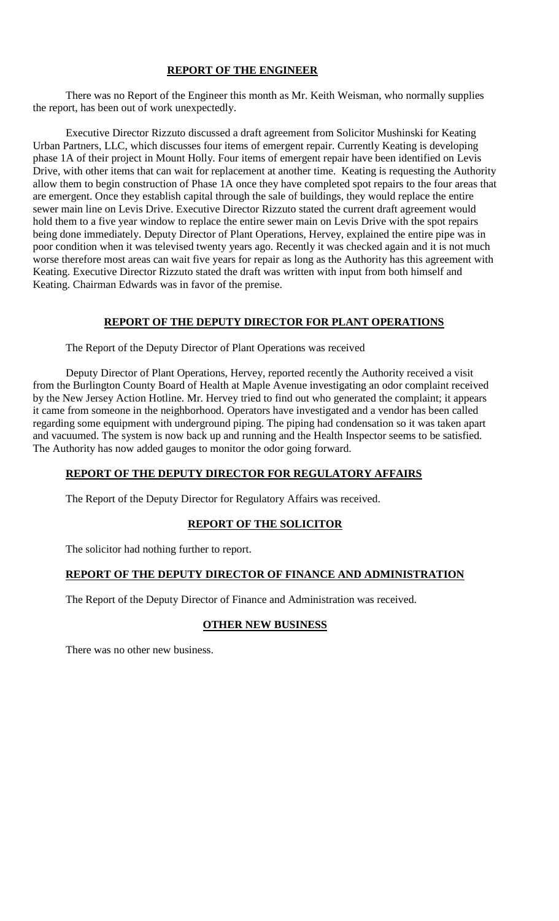## **REPORT OF THE ENGINEER**

There was no Report of the Engineer this month as Mr. Keith Weisman, who normally supplies the report, has been out of work unexpectedly.

Executive Director Rizzuto discussed a draft agreement from Solicitor Mushinski for Keating Urban Partners, LLC, which discusses four items of emergent repair. Currently Keating is developing phase 1A of their project in Mount Holly. Four items of emergent repair have been identified on Levis Drive, with other items that can wait for replacement at another time. Keating is requesting the Authority allow them to begin construction of Phase 1A once they have completed spot repairs to the four areas that are emergent. Once they establish capital through the sale of buildings, they would replace the entire sewer main line on Levis Drive. Executive Director Rizzuto stated the current draft agreement would hold them to a five year window to replace the entire sewer main on Levis Drive with the spot repairs being done immediately. Deputy Director of Plant Operations, Hervey, explained the entire pipe was in poor condition when it was televised twenty years ago. Recently it was checked again and it is not much worse therefore most areas can wait five years for repair as long as the Authority has this agreement with Keating. Executive Director Rizzuto stated the draft was written with input from both himself and Keating. Chairman Edwards was in favor of the premise.

## **REPORT OF THE DEPUTY DIRECTOR FOR PLANT OPERATIONS**

The Report of the Deputy Director of Plant Operations was received

Deputy Director of Plant Operations, Hervey, reported recently the Authority received a visit from the Burlington County Board of Health at Maple Avenue investigating an odor complaint received by the New Jersey Action Hotline. Mr. Hervey tried to find out who generated the complaint; it appears it came from someone in the neighborhood. Operators have investigated and a vendor has been called regarding some equipment with underground piping. The piping had condensation so it was taken apart and vacuumed. The system is now back up and running and the Health Inspector seems to be satisfied. The Authority has now added gauges to monitor the odor going forward.

## **REPORT OF THE DEPUTY DIRECTOR FOR REGULATORY AFFAIRS**

The Report of the Deputy Director for Regulatory Affairs was received.

## **REPORT OF THE SOLICITOR**

The solicitor had nothing further to report.

## **REPORT OF THE DEPUTY DIRECTOR OF FINANCE AND ADMINISTRATION**

The Report of the Deputy Director of Finance and Administration was received.

## **OTHER NEW BUSINESS**

There was no other new business.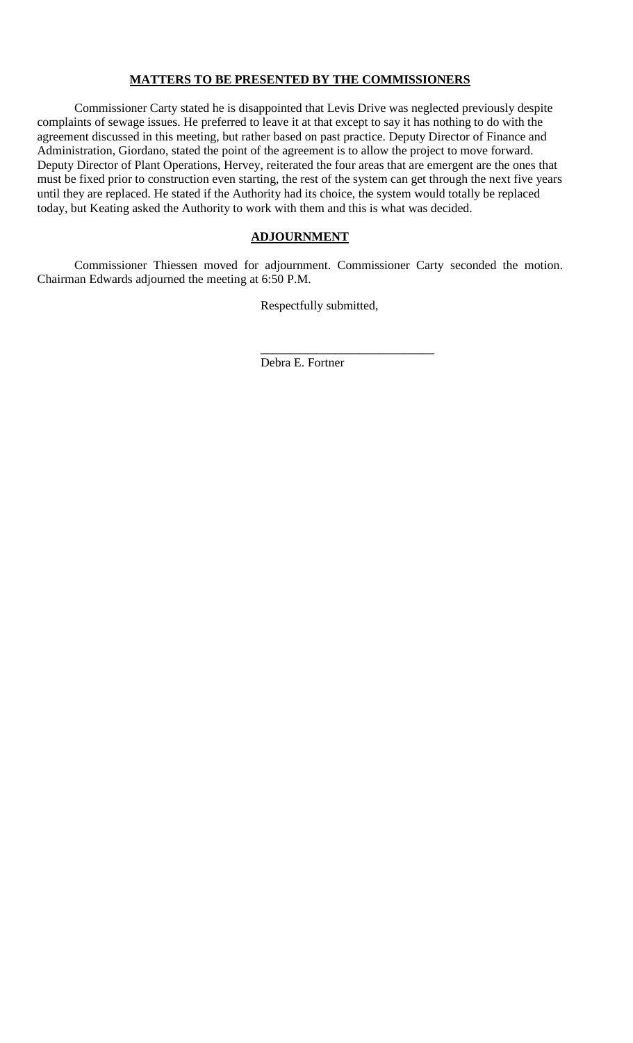## MATTERS TO BE PRESENTED BY THE COMMISSIONERS

Commissioner Carty stated he is disappointed that Levis Drive was neglected previously despite complaints of sewage issues. He preferred to leave it at that except to say it has nothing to do with the agreement discussed in this meeting, but rather based on past practice. Deputy Director of Finance and Administration, Giordano, stated the point of the agreement is to allow the project to move forward. Deputy Director of Plant Operations, Hervey, reiterated the four areas that are emergent are the ones that must be fixed prior to construction even starting, the rest of the system can get through the next five years until they are replaced. He stated if the Authority had its choice, the system would totally be replaced today, but Keating asked the Authority to work with them and this is what was decided.

## ADJOURNMENT

Commissioner Thiessen moved for adjournment. Commissioner Carty seconded the motion. Chairman Edwards adjourned the meeting at 6:50 P.M.

Respectfully submitted,

\_\_\_\_\_\_\_\_\_\_\_\_\_\_\_\_\_\_\_\_\_\_\_\_\_\_\_\_

Debra E. Fortner